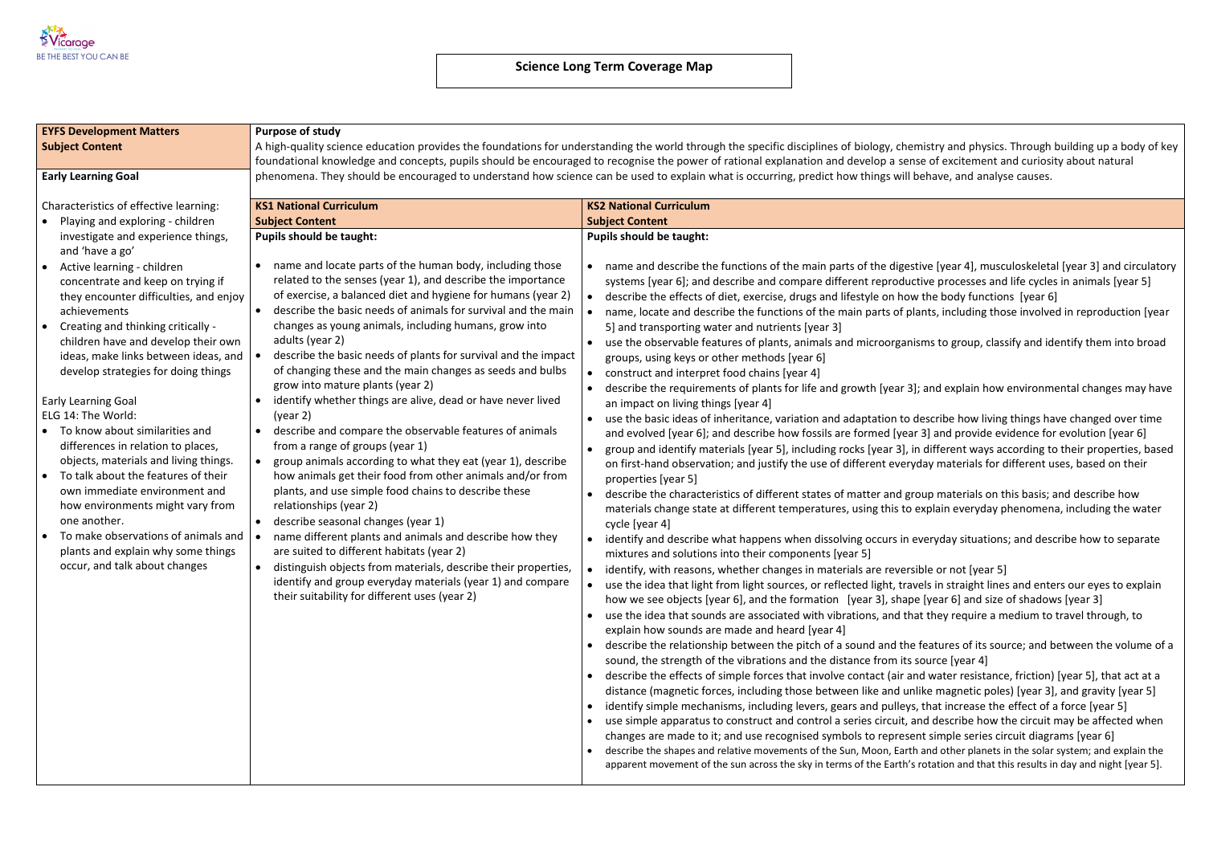# Science Long Term Coverage Map

**EYFS Development Matters**
**Subject Content**

**Early Learning Goal**

Characteristics of effective learning:

- Playing and exploring - children investigate and experience things, and 'have a go'
- Active learning - children concentrate and keep on trying if they encounter difficulties, and enjoy achievements
- Creating and thinking critically - children have and develop their own ideas, make links between ideas, and develop strategies for doing things

Early Learning Goal
ELG 14: The World:

- To know about similarities and differences in relation to places, objects, materials and living things.
- To talk about the features of their own immediate environment and how environments might vary from one another.
- To make observations of animals and plants and explain why some things occur, and talk about changes

**Purpose of study**

A high-quality science education provides the foundations for understanding the world through the specific disciplines of biology, chemistry and physics. Through building up a body of key foundational knowledge and concepts, pupils should be encouraged to recognise the power of rational explanation and develop a sense of excitement and curiosity about natural phenomena. They should be encouraged to understand how science can be used to explain what is occurring, predict how things will behave, and analyse causes.

**KS1 National Curriculum**
**Subject Content**

**Pupils should be taught:**

- name and locate parts of the human body, including those related to the senses (year 1), and describe the importance of exercise, a balanced diet and hygiene for humans (year 2)
- describe the basic needs of animals for survival and the main changes as young animals, including humans, grow into adults (year 2)
- describe the basic needs of plants for survival and the impact of changing these and the main changes as seeds and bulbs grow into mature plants (year 2)
- identify whether things are alive, dead or have never lived (year 2)
- describe and compare the observable features of animals from a range of groups (year 1)
- group animals according to what they eat (year 1), describe how animals get their food from other animals and/or from plants, and use simple food chains to describe these relationships (year 2)
- describe seasonal changes (year 1)
- name different plants and animals and describe how they are suited to different habitats (year 2)
- distinguish objects from materials, describe their properties, identify and group everyday materials (year 1) and compare their suitability for different uses (year 2)

**KS2 National Curriculum**
**Subject Content**

**Pupils should be taught:**

- name and describe the functions of the main parts of the digestive [year 4], musculoskeletal [year 3] and circulatory systems [year 6]; and describe and compare different reproductive processes and life cycles in animals [year 5]
- describe the effects of diet, exercise, drugs and lifestyle on how the body functions [year 6]
- name, locate and describe the functions of the main parts of plants, including those involved in reproduction [year 5] and transporting water and nutrients [year 3]
- use the observable features of plants, animals and microorganisms to group, classify and identify them into broad groups, using keys or other methods [year 6]
- construct and interpret food chains [year 4]
- describe the requirements of plants for life and growth [year 3]; and explain how environmental changes may have an impact on living things [year 4]
- use the basic ideas of inheritance, variation and adaptation to describe how living things have changed over time and evolved [year 6]; and describe how fossils are formed [year 3] and provide evidence for evolution [year 6]
- group and identify materials [year 5], including rocks [year 3], in different ways according to their properties, based on first-hand observation; and justify the use of different everyday materials for different uses, based on their properties [year 5]
- describe the characteristics of different states of matter and group materials on this basis; and describe how materials change state at different temperatures, using this to explain everyday phenomena, including the water cycle [year 4]
- identify and describe what happens when dissolving occurs in everyday situations; and describe how to separate mixtures and solutions into their components [year 5]
- identify, with reasons, whether changes in materials are reversible or not [year 5]
- use the idea that light from light sources, or reflected light, travels in straight lines and enters our eyes to explain how we see objects [year 6], and the formation [year 3], shape [year 6] and size of shadows [year 3]
- use the idea that sounds are associated with vibrations, and that they require a medium to travel through, to explain how sounds are made and heard [year 4]
- describe the relationship between the pitch of a sound and the features of its source; and between the volume of a sound, the strength of the vibrations and the distance from its source [year 4]
- describe the effects of simple forces that involve contact (air and water resistance, friction) [year 5], that act at a distance (magnetic forces, including those between like and unlike magnetic poles) [year 3], and gravity [year 5]
- identify simple mechanisms, including levers, gears and pulleys, that increase the effect of a force [year 5]
- use simple apparatus to construct and control a series circuit, and describe how the circuit may be affected when changes are made to it; and use recognised symbols to represent simple series circuit diagrams [year 6]
- describe the shapes and relative movements of the Sun, Moon, Earth and other planets in the solar system; and explain the apparent movement of the sun across the sky in terms of the Earth's rotation and that this results in day and night [year 5].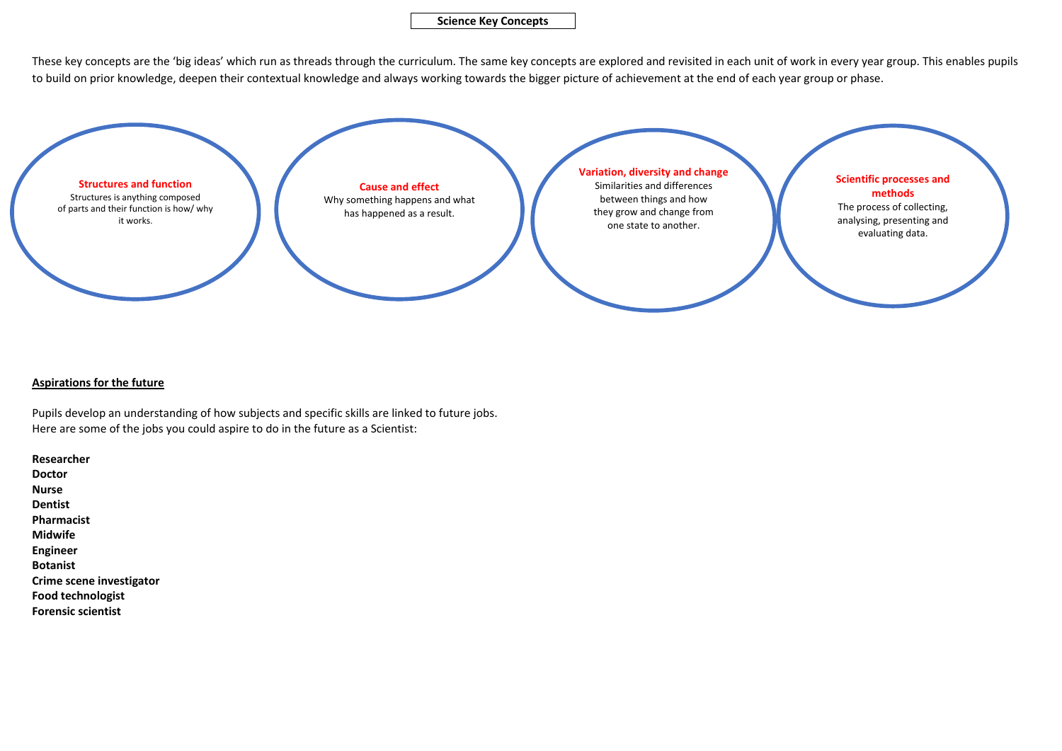# Science Key Concepts

These key concepts are the 'big ideas' which run as threads through the curriculum. The same key concepts are explored and revisited in each unit of work in every year group. This enables pupils to build on prior knowledge, deepen their contextual knowledge and always working towards the bigger picture of achievement at the end of each year group or phase.

**Structures and function**
Structures is anything composed of parts and their function is how/ why it works.

**Cause and effect**
Why something happens and what has happened as a result.

**Variation, diversity and change**
Similarities and differences between things and how they grow and change from one state to another.

**Scientific processes and methods**
The process of collecting, analysing, presenting and evaluating data.

## Aspirations for the future

Pupils develop an understanding of how subjects and specific skills are linked to future jobs.
Here are some of the jobs you could aspire to do in the future as a Scientist:

**Researcher**
**Doctor**
**Nurse**
**Dentist**
**Pharmacist**
**Midwife**
**Engineer**
**Botanist**
**Crime scene investigator**
**Food technologist**
**Forensic scientist**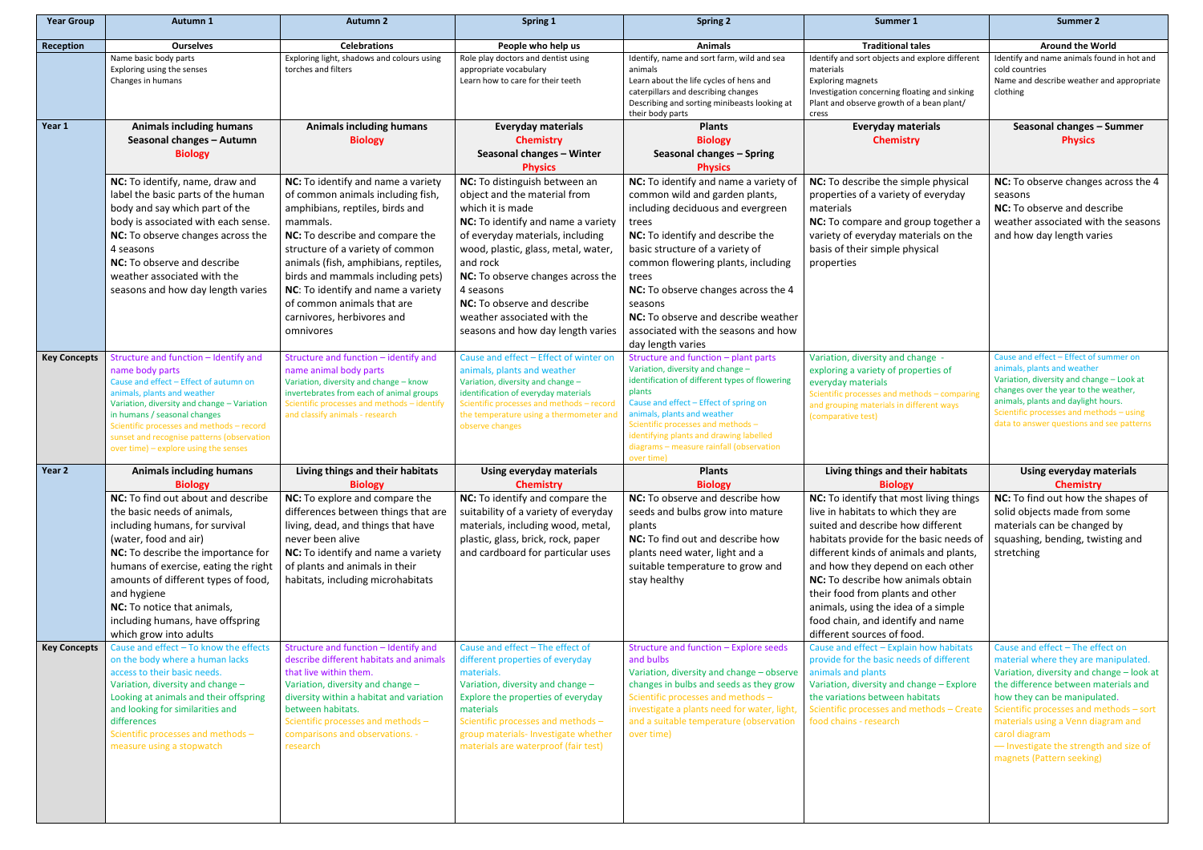| Year Group | Autumn 1 | Autumn 2 | Spring 1 | Spring 2 | Summer 1 | Summer 2 |
|---|---|---|---|---|---|---|
| **Reception** | **Ourselves** | **Celebrations** | **People who help us** | **Animals** | **Traditional tales** | **Around the World** |
| | Name basic body parts<br>Exploring using the senses<br>Changes in humans | Exploring light, shadows and colours using torches and filters | Role play doctors and dentist using appropriate vocabulary<br>Learn how to care for their teeth | Identify, name and sort farm, wild and sea animals<br>Learn about the life cycles of hens and caterpillars and describing changes<br>Describing and sorting minibeasts looking at their body parts | Identify and sort objects and explore different materials<br>Exploring magnets<br>Investigation concerning floating and sinking<br>Plant and observe growth of a bean plant/ cress | Identify and name animals found in hot and cold countries<br>Name and describe weather and appropriate clothing |
| **Year 1** | **Animals including humans**<br>**Seasonal changes – Autumn**<br>**Biology** | **Animals including humans**<br>**Biology** | **Everyday materials**<br>**Chemistry**<br>**Seasonal changes – Winter**<br>**Physics** | **Plants**<br>**Biology**<br>**Seasonal changes – Spring**<br>**Physics** | **Everyday materials**<br>**Chemistry** | **Seasonal changes – Summer**<br>**Physics** |
| | **NC:** To identify, name, draw and label the basic parts of the human body and say which part of the body is associated with each sense.<br>**NC:** To observe changes across the 4 seasons<br>**NC:** To observe and describe weather associated with the seasons and how day length varies | **NC:** To identify and name a variety of common animals including fish, amphibians, reptiles, birds and mammals.<br>**NC:** To describe and compare the structure of a variety of common animals (fish, amphibians, reptiles, birds and mammals including pets)<br>**NC**: To identify and name a variety of common animals that are carnivores, herbivores and omnivores | **NC:** To distinguish between an object and the material from which it is made<br>**NC:** To identify and name a variety of everyday materials, including wood, plastic, glass, metal, water, and rock<br>**NC:** To observe changes across the 4 seasons<br>**NC:** To observe and describe weather associated with the seasons and how day length varies | **NC:** To identify and name a variety of common wild and garden plants, including deciduous and evergreen trees<br>**NC:** To identify and describe the basic structure of a variety of common flowering plants, including trees<br>**NC:** To observe changes across the 4 seasons<br>**NC:** To observe and describe weather associated with the seasons and how day length varies | **NC:** To describe the simple physical properties of a variety of everyday materials<br>**NC:** To compare and group together a variety of everyday materials on the basis of their simple physical properties | **NC:** To observe changes across the 4 seasons<br>**NC:** To observe and describe weather associated with the seasons and how day length varies |
| **Key Concepts** | Structure and function – Identify and name body parts<br>Cause and effect – Effect of autumn on animals, plants and weather<br>Variation, diversity and change – Variation in humans / seasonal changes<br>Scientific processes and methods – record sunset and recognise patterns (observation over time) – explore using the senses | Structure and function – identify and name animal body parts<br>Variation, diversity and change – know invertebrates from each of animal groups<br>Scientific processes and methods – identify and classify animals - research | Cause and effect – Effect of winter on animals, plants and weather<br>Variation, diversity and change – identification of everyday materials<br>Scientific processes and methods – record the temperature using a thermometer and observe changes | Structure and function – plant parts<br>Variation, diversity and change – identification of different types of flowering plants<br>Cause and effect – Effect of spring on animals, plants and weather<br>Scientific processes and methods – identifying plants and drawing labelled diagrams – measure rainfall (observation over time) | Variation, diversity and change - exploring a variety of properties of everyday materials<br>Scientific processes and methods – comparing and grouping materials in different ways (comparative test) | Cause and effect – Effect of summer on animals, plants and weather<br>Variation, diversity and change – Look at changes over the year to the weather, animals, plants and daylight hours.<br>Scientific processes and methods – using data to answer questions and see patterns |
| **Year 2** | **Animals including humans**<br>**Biology** | **Living things and their habitats**<br>**Biology** | **Using everyday materials**<br>**Chemistry** | **Plants**<br>**Biology** | **Living things and their habitats**<br>**Biology** | **Using everyday materials**<br>**Chemistry** |
| | **NC:** To find out about and describe the basic needs of animals, including humans, for survival (water, food and air)<br>**NC:** To describe the importance for humans of exercise, eating the right amounts of different types of food, and hygiene<br>**NC:** To notice that animals, including humans, have offspring which grow into adults | **NC:** To explore and compare the differences between things that are living, dead, and things that have never been alive<br>**NC:** To identify and name a variety of plants and animals in their habitats, including microhabitats | **NC:** To identify and compare the suitability of a variety of everyday materials, including wood, metal, plastic, glass, brick, rock, paper and cardboard for particular uses | **NC:** To observe and describe how seeds and bulbs grow into mature plants<br>**NC:** To find out and describe how plants need water, light and a suitable temperature to grow and stay healthy | **NC:** To identify that most living things live in habitats to which they are suited and describe how different habitats provide for the basic needs of different kinds of animals and plants, and how they depend on each other<br>**NC:** To describe how animals obtain their food from plants and other animals, using the idea of a simple food chain, and identify and name different sources of food. | **NC:** To find out how the shapes of solid objects made from some materials can be changed by squashing, bending, twisting and stretching |
| **Key Concepts** | Cause and effect – To know the effects on the body where a human lacks access to their basic needs.<br>Variation, diversity and change – Looking at animals and their offspring and looking for similarities and differences<br>Scientific processes and methods – measure using a stopwatch | Structure and function – Identify and describe different habitats and animals that live within them.<br>Variation, diversity and change – diversity within a habitat and variation between habitats.<br>Scientific processes and methods – comparisons and observations. - research | Cause and effect – The effect of different properties of everyday materials.<br>Variation, diversity and change – Explore the properties of everyday materials<br>Scientific processes and methods – group materials- Investigate whether materials are waterproof (fair test) | Structure and function – Explore seeds and bulbs<br>Variation, diversity and change – observe changes in bulbs and seeds as they grow<br>Scientific processes and methods – investigate a plants need for water, light, and a suitable temperature (observation over time) | Cause and effect – Explain how habitats provide for the basic needs of different animals and plants<br>Variation, diversity and change – Explore the variations between habitats<br>Scientific processes and methods – Create food chains - research | Cause and effect – The effect on material where they are manipulated.<br>Variation, diversity and change – look at the difference between materials and how they can be manipulated.<br>Scientific processes and methods – sort materials using a Venn diagram and carol diagram<br>— Investigate the strength and size of magnets (Pattern seeking) |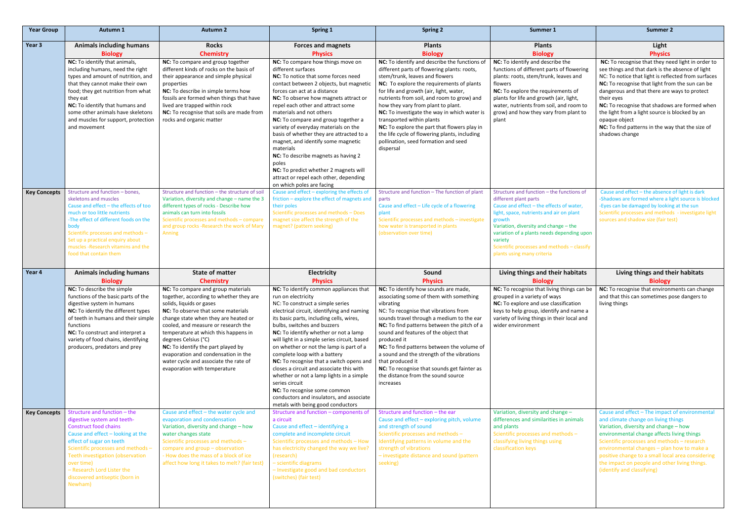| Year Group | Autumn 1 | Autumn 2 | Spring 1 | Spring 2 | Summer 1 | Summer 2 |
|---|---|---|---|---|---|---|
| **Year 3** | **Animals including humans** **Biology** | **Rocks** **Chemistry** | **Forces and magnets** **Physics** | **Plants** **Biology** | **Plants** **Biology** | **Light** **Physics** |
| | **NC:** To identify that animals, including humans, need the right types and amount of nutrition, and that they cannot make their own food; they get nutrition from what they eat<br>**NC:** To identify that humans and some other animals have skeletons and muscles for support, protection and movement | **NC:** To compare and group together different kinds of rocks on the basis of their appearance and simple physical properties<br>**NC:** To describe in simple terms how fossils are formed when things that have lived are trapped within rock<br>**NC:** To recognise that soils are made from rocks and organic matter | **NC:** To compare how things move on different surfaces<br>**NC:** To notice that some forces need contact between 2 objects, but magnetic forces can act at a distance<br>**NC:** To observe how magnets attract or repel each other and attract some materials and not others<br>**NC:** To compare and group together a variety of everyday materials on the basis of whether they are attracted to a magnet, and identify some magnetic materials<br>**NC:** To describe magnets as having 2 poles<br>**NC:** To predict whether 2 magnets will attract or repel each other, depending on which poles are facing | **NC:** To identify and describe the functions of different parts of flowering plants: roots, stem/trunk, leaves and flowers<br>**NC:** To explore the requirements of plants for life and growth (air, light, water, nutrients from soil, and room to grow) and how they vary from plant to plant.<br>**NC:** To investigate the way in which water is transported within plants<br>**NC:** To explore the part that flowers play in the life cycle of flowering plants, including pollination, seed formation and seed dispersal | **NC:** To identify and describe the functions of different parts of flowering plants: roots, stem/trunk, leaves and flowers<br>**NC:** To explore the requirements of plants for life and growth (air, light, water, nutrients from soil, and room to grow) and how they vary from plant to plant | **NC:** To recognise that they need light in order to see things and that dark is the absence of light<br>NC: To notice that light is reflected from surfaces<br>**NC:** To recognise that light from the sun can be dangerous and that there are ways to protect their eyes<br>**NC:** To recognise that shadows are formed when the light from a light source is blocked by an opaque object<br>**NC:** To find patterns in the way that the size of shadows change |
| **Key Concepts** | Structure and function – bones, skeletons and muscles<br>Cause and effect – the effects of too much or too little nutrients<br>-The effect of different foods on the body<br>Scientific processes and methods – Set up a practical enquiry about muscles -Research vitamins and the food that contain them | Structure and function – the structure of soil<br>Variation, diversity and change – name the 3 different types of rocks - Describe how animals can turn into fossils<br>Scientific processes and methods – compare and group rocks -Research the work of Mary Anning | Cause and effect – exploring the effects of friction – explore the effect of magnets and their poles<br>Scientific processes and methods – Does magnet size affect the strength of the magnet? (pattern seeking) | Structure and function – The function of plant parts<br>Cause and effect – Life cycle of a flowering plant<br>Scientific processes and methods – investigate how water is transported in plants (observation over time) | Structure and function – the functions of different plant parts<br>Cause and effect – the effects of water, light, space, nutrients and air on plant growth<br>Variation, diversity and change – the variation of a plants needs depending upon variety<br>Scientific processes and methods – classify plants using many criteria | Cause and effect – the absence of light is dark<br>-Shadows are formed where a light source is blocked<br>-Eyes can be damaged by looking at the sun<br>Scientific processes and methods - investigate light sources and shadow size (fair test) |
| **Year 4** | **Animals including humans** **Biology** | **State of matter** **Chemistry** | **Electricity** **Physics** | **Sound** **Physics** | **Living things and their habitats** **Biology** | **Living things and their habitats** **Biology** |
| | **NC:** To describe the simple functions of the basic parts of the digestive system in humans<br>**NC:** To identify the different types of teeth in humans and their simple functions<br>**NC:** To construct and interpret a variety of food chains, identifying producers, predators and prey | **NC:** To compare and group materials together, according to whether they are solids, liquids or gases<br>**NC:** To observe that some materials change state when they are heated or cooled, and measure or research the temperature at which this happens in degrees Celsius (°C)<br>**NC:** To identify the part played by evaporation and condensation in the water cycle and associate the rate of evaporation with temperature | **NC:** To identify common appliances that run on electricity<br>NC: To construct a simple series electrical circuit, identifying and naming its basic parts, including cells, wires, bulbs, switches and buzzers<br>**NC:** To identify whether or not a lamp will light in a simple series circuit, based on whether or not the lamp is part of a complete loop with a battery<br>**NC:** To recognise that a switch opens and closes a circuit and associate this with whether or not a lamp lights in a simple series circuit<br>**NC:** To recognise some common conductors and insulators, and associate metals with being good conductors | **NC:** To identify how sounds are made, associating some of them with something vibrating<br>NC: To recognise that vibrations from sounds travel through a medium to the ear<br>**NC:** To find patterns between the pitch of a sound and features of the object that produced it<br>**NC:** To find patterns between the volume of a sound and the strength of the vibrations that produced it<br>**NC:** To recognise that sounds get fainter as the distance from the sound source increases | **NC:** To recognise that living things can be grouped in a variety of ways<br>**NC:** To explore and use classification keys to help group, identify and name a variety of living things in their local and wider environment | **NC:** To recognise that environments can change and that this can sometimes pose dangers to living things |
| **Key Concepts** | Structure and function – the digestive system and teeth-<br>Construct food chains<br>Cause and effect – looking at the effect of sugar on teeth<br>Scientific processes and methods – Teeth investigation (observation over time)<br>– Research Lord Lister the discovered antiseptic (born in Newham) | Cause and effect – the water cycle and evaporation and condensation<br>Variation, diversity and change – how water changes state<br>Scientific processes and methods – compare and group – observation<br>- How does the mass of a block of ice affect how long it takes to melt? (fair test) | Structure and function – components of a circuit<br>Cause and effect – identifying a complete and incomplete circuit<br>Scientific processes and methods – How has electricity changed the way we live? (research)<br>– scientific diagrams<br>– Investigate good and bad conductors (switches) (fair test) | Structure and function – the ear<br>Cause and effect – exploring pitch, volume and strength of sound<br>Scientific processes and methods – Identifying patterns in volume and the strength of vibrations<br>– investigate distance and sound (pattern seeking) | Variation, diversity and change – differences and similarities in animals and plants<br>Scientific processes and methods – classifying living things using classification keys | Cause and effect – The impact of environmental and climate change on living things<br>Variation, diversity and change – how environmental change affects living things<br>Scientific processes and methods – research environmental changes – plan how to make a positive change to a small local area considering the impact on people and other living things. (identify and classifying) |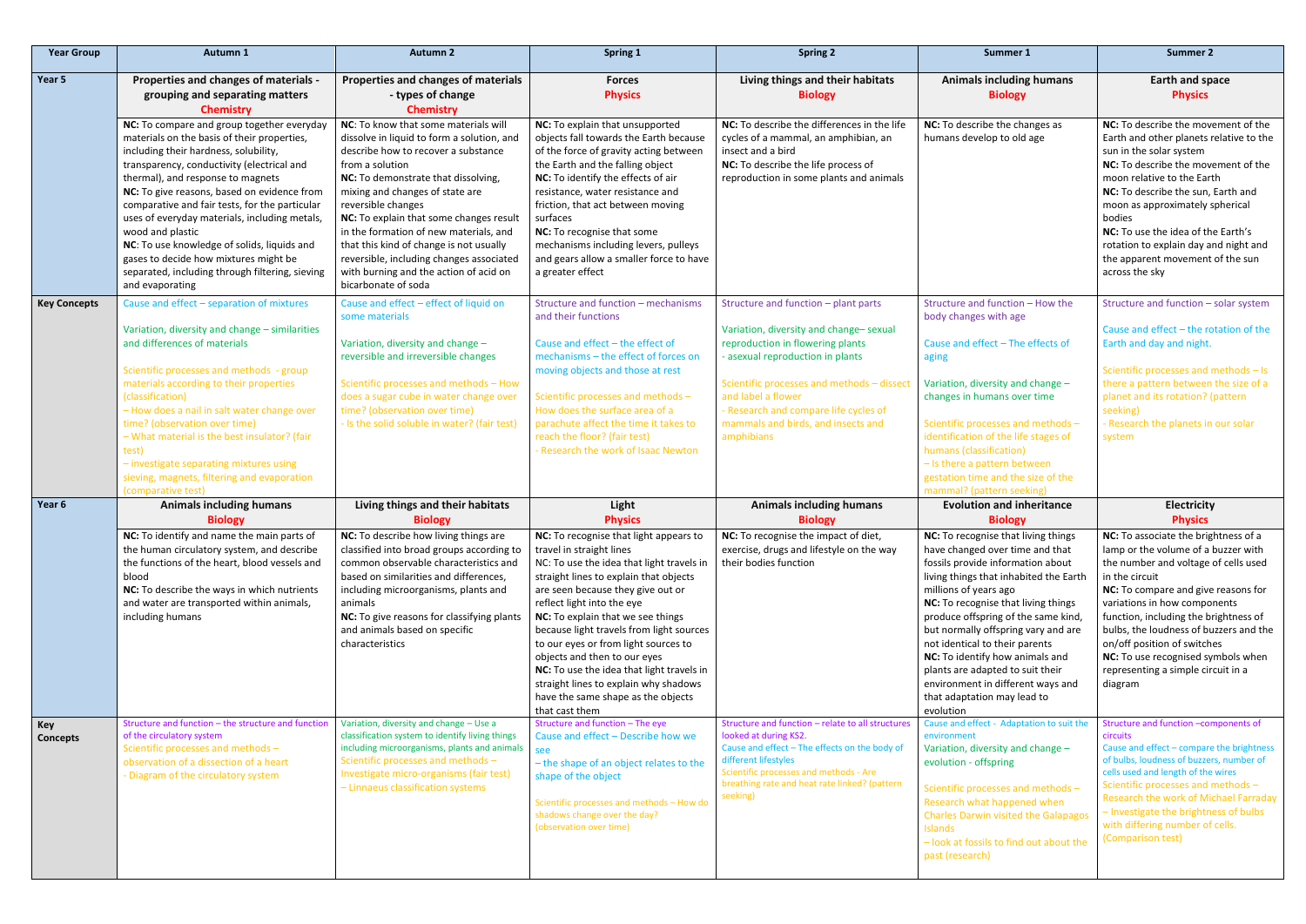| Year Group | Autumn 1 | Autumn 2 | Spring 1 | Spring 2 | Summer 1 | Summer 2 |
| --- | --- | --- | --- | --- | --- | --- |
| **Year 5** | **Properties and changes of materials - grouping and separating matters** **Chemistry** | **Properties and changes of materials - types of change** **Chemistry** | **Forces** **Physics** | **Living things and their habitats** **Biology** | **Animals including humans** **Biology** | **Earth and space** **Physics** |
| | **NC:** To compare and group together everyday materials on the basis of their properties, including their hardness, solubility, transparency, conductivity (electrical and thermal), and response to magnets<br>**NC:** To give reasons, based on evidence from comparative and fair tests, for the particular uses of everyday materials, including metals, wood and plastic<br>**NC**: To use knowledge of solids, liquids and gases to decide how mixtures might be separated, including through filtering, sieving and evaporating | **NC:** To know that some materials will dissolve in liquid to form a solution, and describe how to recover a substance from a solution<br>**NC:** To demonstrate that dissolving, mixing and changes of state are reversible changes<br>**NC:** To explain that some changes result in the formation of new materials, and that this kind of change is not usually reversible, including changes associated with burning and the action of acid on bicarbonate of soda | **NC:** To explain that unsupported objects fall towards the Earth because of the force of gravity acting between the Earth and the falling object<br>**NC:** To identify the effects of air resistance, water resistance and friction, that act between moving surfaces<br>**NC:** To recognise that some mechanisms including levers, pulleys and gears allow a smaller force to have a greater effect | **NC:** To describe the differences in the life cycles of a mammal, an amphibian, an insect and a bird<br>**NC:** To describe the life process of reproduction in some plants and animals | **NC:** To describe the changes as humans develop to old age | **NC:** To describe the movement of the Earth and other planets relative to the sun in the solar system<br>**NC:** To describe the movement of the moon relative to the Earth<br>**NC:** To describe the sun, Earth and moon as approximately spherical bodies<br>**NC:** To use the idea of the Earth's rotation to explain day and night and the apparent movement of the sun across the sky |
| **Key Concepts** | Cause and effect – separation of mixtures<br><br>Variation, diversity and change – similarities and differences of materials<br><br>Scientific processes and methods - group materials according to their properties (classification)<br>– How does a nail in salt water change over time? (observation over time)<br>– What material is the best insulator? (fair test)<br>– investigate separating mixtures using sieving, magnets, filtering and evaporation (comparative test) | Cause and effect – effect of liquid on some materials<br><br>Variation, diversity and change – reversible and irreversible changes<br><br>Scientific processes and methods – How does a sugar cube in water change over time? (observation over time)<br>- Is the solid soluble in water? (fair test) | Structure and function – mechanisms and their functions<br><br>Cause and effect – the effect of mechanisms – the effect of forces on moving objects and those at rest<br><br>Scientific processes and methods – How does the surface area of a parachute affect the time it takes to reach the floor? (fair test)<br>- Research the work of Isaac Newton | Structure and function – plant parts<br><br>Variation, diversity and change– sexual reproduction in flowering plants<br>- asexual reproduction in plants<br><br>Scientific processes and methods – dissect and label a flower<br>- Research and compare life cycles of mammals and birds, and insects and amphibians | Structure and function – How the body changes with age<br><br>Cause and effect – The effects of aging<br><br>Variation, diversity and change – changes in humans over time<br><br>Scientific processes and methods – identification of the life stages of humans (classification)<br>– Is there a pattern between gestation time and the size of the mammal? (pattern seeking) | Structure and function – solar system<br><br>Cause and effect – the rotation of the Earth and day and night.<br><br>Scientific processes and methods – Is there a pattern between the size of a planet and its rotation? (pattern seeking)<br>- Research the planets in our solar system |
| **Year 6** | **Animals including humans** **Biology** | **Living things and their habitats** **Biology** | **Light** **Physics** | **Animals including humans** **Biology** | **Evolution and inheritance** **Biology** | **Electricity** **Physics** |
| | **NC:** To identify and name the main parts of the human circulatory system, and describe the functions of the heart, blood vessels and blood<br>**NC:** To describe the ways in which nutrients and water are transported within animals, including humans | **NC:** To describe how living things are classified into broad groups according to common observable characteristics and based on similarities and differences, including microorganisms, plants and animals<br>**NC:** To give reasons for classifying plants and animals based on specific characteristics | **NC:** To recognise that light appears to travel in straight lines<br>NC: To use the idea that light travels in straight lines to explain that objects are seen because they give out or reflect light into the eye<br>**NC:** To explain that we see things because light travels from light sources to our eyes or from light sources to objects and then to our eyes<br>**NC:** To use the idea that light travels in straight lines to explain why shadows have the same shape as the objects that cast them | **NC:** To recognise the impact of diet, exercise, drugs and lifestyle on the way their bodies function | **NC:** To recognise that living things have changed over time and that fossils provide information about living things that inhabited the Earth millions of years ago<br>**NC:** To recognise that living things produce offspring of the same kind, but normally offspring vary and are not identical to their parents<br>**NC:** To identify how animals and plants are adapted to suit their environment in different ways and that adaptation may lead to evolution | **NC:** To associate the brightness of a lamp or the volume of a buzzer with the number and voltage of cells used in the circuit<br>**NC:** To compare and give reasons for variations in how components function, including the brightness of bulbs, the loudness of buzzers and the on/off position of switches<br>**NC:** To use recognised symbols when representing a simple circuit in a diagram |
| **Key Concepts** | Structure and function – the structure and function of the circulatory system<br>Scientific processes and methods – observation of a dissection of a heart<br>- Diagram of the circulatory system | Variation, diversity and change – Use a classification system to identify living things including microorganisms, plants and animals<br>Scientific processes and methods – Investigate micro-organisms (fair test)<br>– Linnaeus classification systems | Structure and function – The eye<br>Cause and effect – Describe how we see<br>– the shape of an object relates to the shape of the object<br><br>Scientific processes and methods – How do shadows change over the day? (observation over time) | Structure and function – relate to all structures looked at during KS2.<br>Cause and effect – The effects on the body of different lifestyles<br>Scientific processes and methods - Are breathing rate and heat rate linked? (pattern seeking) | Cause and effect - Adaptation to suit the environment<br>Variation, diversity and change – evolution - offspring<br><br>Scientific processes and methods – Research what happened when Charles Darwin visited the Galapagos Islands<br>– look at fossils to find out about the past (research) | Structure and function –components of circuits<br>Cause and effect – compare the brightness of bulbs, loudness of buzzers, number of cells used and length of the wires<br>Scientific processes and methods – Research the work of Michael Farraday<br>– Investigate the brightness of bulbs with differing number of cells. (Comparison test) |